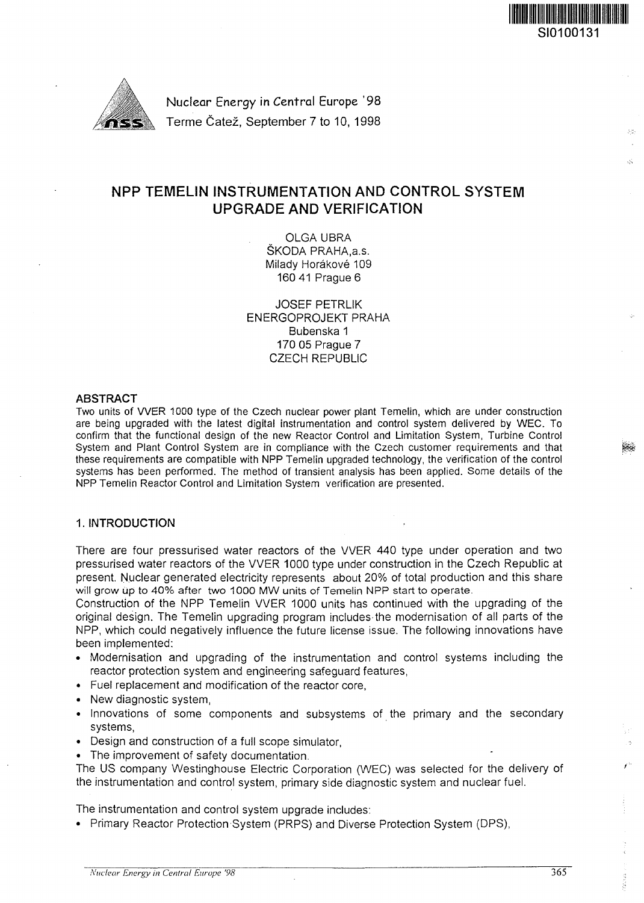SI0100131

Nuclear Energy in Central Europe '98
Terme Čatež, September 7 to 10, 1998

# NPP TEMELIN INSTRUMENTATION AND CONTROL SYSTEM UPGRADE AND VERIFICATION

OLGA UBRA
ŠKODA PRAHA,a.s.
Milady Horákové 109
160 41 Prague 6

JOSEF PETRLIK
ENERGOPROJEKT PRAHA
Bubenska 1
170 05 Prague 7
CZECH REPUBLIC

## ABSTRACT

Two units of VVER 1000 type of the Czech nuclear power plant Temelin, which are under construction are being upgraded with the latest digital instrumentation and control system delivered by WEC. To confirm that the functional design of the new Reactor Control and Limitation System, Turbine Control System and Plant Control System are in compliance with the Czech customer requirements and that these requirements are compatible with NPP Temelin upgraded technology, the verification of the control systems has been performed. The method of transient analysis has been applied. Some details of the NPP Temelin Reactor Control and Limitation System verification are presented.

## 1. INTRODUCTION

There are four pressurised water reactors of the VVER 440 type under operation and two pressurised water reactors of the VVER 1000 type under construction in the Czech Republic at present. Nuclear generated electricity represents about 20% of total production and this share will grow up to 40% after two 1000 MW units of Temelin NPP start to operate.

Construction of the NPP Temelin VVER 1000 units has continued with the upgrading of the original design. The Temelin upgrading program includes the modernisation of all parts of the NPP, which could negatively influence the future license issue. The following innovations have been implemented:

- Modernisation and upgrading of the instrumentation and control systems including the reactor protection system and engineering safeguard features,
- Fuel replacement and modification of the reactor core,
- New diagnostic system,
- Innovations of some components and subsystems of the primary and the secondary systems,
- Design and construction of a full scope simulator,
- The improvement of safety documentation.

The US company Westinghouse Electric Corporation (WEC) was selected for the delivery of the instrumentation and control system, primary side diagnostic system and nuclear fuel.

The instrumentation and control system upgrade includes:

- Primary Reactor Protection System (PRPS) and Diverse Protection System (DPS),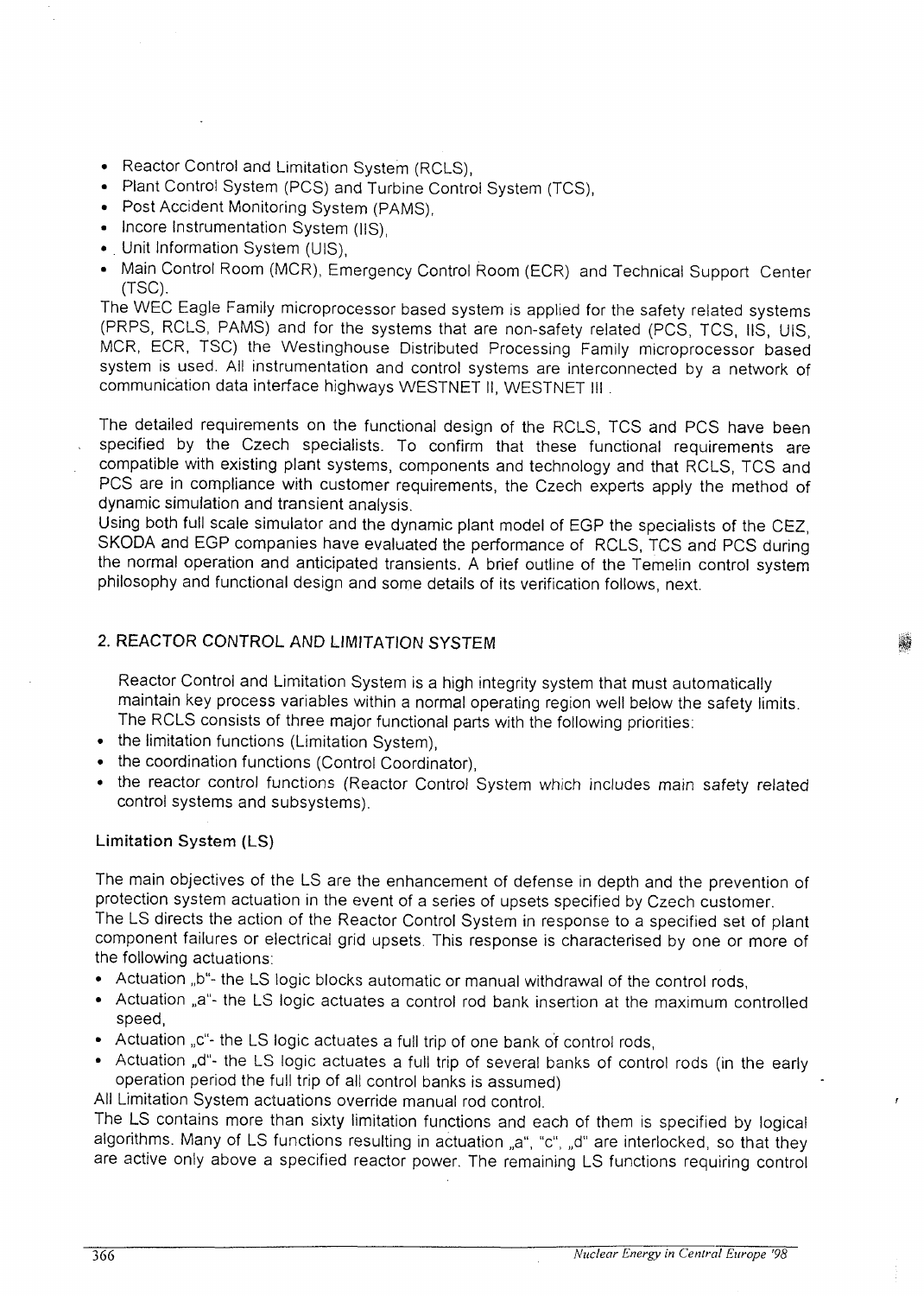- Reactor Control and Limitation System (RCLS),
- Plant Control System (PCS) and Turbine Control System (TCS),
- Post Accident Monitoring System (PAMS),
- Incore Instrumentation System (IIS),
- Unit Information System (UIS),
- Main Control Room (MCR), Emergency Control Room (ECR) and Technical Support Center (TSC).

The WEC Eagle Family microprocessor based system is applied for the safety related systems (PRPS, RCLS, PAMS) and for the systems that are non-safety related (PCS, TCS, IIS, UIS, MCR, ECR, TSC) the Westinghouse Distributed Processing Family microprocessor based system is used. All instrumentation and control systems are interconnected by a network of communication data interface highways WESTNET II, WESTNET III.

The detailed requirements on the functional design of the RCLS, TCS and PCS have been specified by the Czech specialists. To confirm that these functional requirements are compatible with existing plant systems, components and technology and that RCLS, TCS and PCS are in compliance with customer requirements, the Czech experts apply the method of dynamic simulation and transient analysis.

Using both full scale simulator and the dynamic plant model of EGP the specialists of the CEZ, SKODA and EGP companies have evaluated the performance of RCLS, TCS and PCS during the normal operation and anticipated transients. A brief outline of the Temelin control system philosophy and functional design and some details of its verification follows, next.

## 2. REACTOR CONTROL AND LIMITATION SYSTEM

Reactor Control and Limitation System is a high integrity system that must automatically maintain key process variables within a normal operating region well below the safety limits. The RCLS consists of three major functional parts with the following priorities:

- the limitation functions (Limitation System),
- the coordination functions (Control Coordinator),
- the reactor control functions (Reactor Control System which includes main safety related control systems and subsystems).

### Limitation System (LS)

The main objectives of the LS are the enhancement of defense in depth and the prevention of protection system actuation in the event of a series of upsets specified by Czech customer.

The LS directs the action of the Reactor Control System in response to a specified set of plant component failures or electrical grid upsets. This response is characterised by one or more of the following actuations:

- Actuation „b"- the LS logic blocks automatic or manual withdrawal of the control rods,
- Actuation „a"- the LS logic actuates a control rod bank insertion at the maximum controlled speed,
- Actuation „c"- the LS logic actuates a full trip of one bank of control rods,
- Actuation „d"- the LS logic actuates a full trip of several banks of control rods (in the early operation period the full trip of all control banks is assumed)

All Limitation System actuations override manual rod control.

The LS contains more than sixty limitation functions and each of them is specified by logical algorithms. Many of LS functions resulting in actuation „a", "c", „d" are interlocked, so that they are active only above a specified reactor power. The remaining LS functions requiring control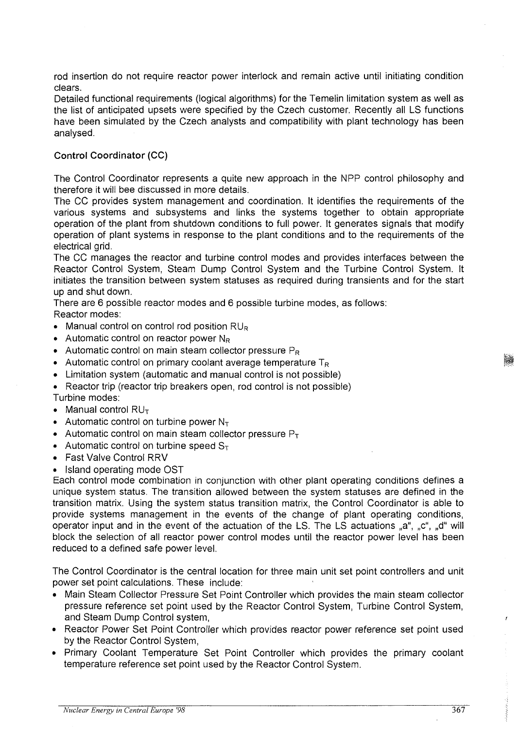rod insertion do not require reactor power interlock and remain active until initiating condition clears.

Detailed functional requirements (logical algorithms) for the Temelin limitation system as well as the list of anticipated upsets were specified by the Czech customer. Recently all LS functions have been simulated by the Czech analysts and compatibility with plant technology has been analysed.

### Control Coordinator (CC)

The Control Coordinator represents a quite new approach in the NPP control philosophy and therefore it will bee discussed in more details.

The CC provides system management and coordination. It identifies the requirements of the various systems and subsystems and links the systems together to obtain appropriate operation of the plant from shutdown conditions to full power. It generates signals that modify operation of plant systems in response to the plant conditions and to the requirements of the electrical grid.

The CC manages the reactor and turbine control modes and provides interfaces between the Reactor Control System, Steam Dump Control System and the Turbine Control System. It initiates the transition between system statuses as required during transients and for the start up and shut down.

There are 6 possible reactor modes and 6 possible turbine modes, as follows:

Reactor modes:

- Manual control on control rod position $RU_R$
- Automatic control on reactor power $N_R$
- Automatic control on main steam collector pressure $P_R$
- Automatic control on primary coolant average temperature $T_R$
- Limitation system (automatic and manual control is not possible)
- Reactor trip (reactor trip breakers open, rod control is not possible)

Turbine modes:

- Manual control $RU_T$
- Automatic control on turbine power $N_T$
- Automatic control on main steam collector pressure $P_T$
- Automatic control on turbine speed $S_T$
- Fast Valve Control RRV
- Island operating mode OST

Each control mode combination in conjunction with other plant operating conditions defines a unique system status. The transition allowed between the system statuses are defined in the transition matrix. Using the system status transition matrix, the Control Coordinator is able to provide systems management in the events of the change of plant operating conditions, operator input and in the event of the actuation of the LS. The LS actuations „a", „c", „d" will block the selection of all reactor power control modes until the reactor power level has been reduced to a defined safe power level.

The Control Coordinator is the central location for three main unit set point controllers and unit power set point calculations. These include:

- Main Steam Collector Pressure Set Point Controller which provides the main steam collector pressure reference set point used by the Reactor Control System, Turbine Control System, and Steam Dump Control system,
- Reactor Power Set Point Controller which provides reactor power reference set point used by the Reactor Control System,
- Primary Coolant Temperature Set Point Controller which provides the primary coolant temperature reference set point used by the Reactor Control System.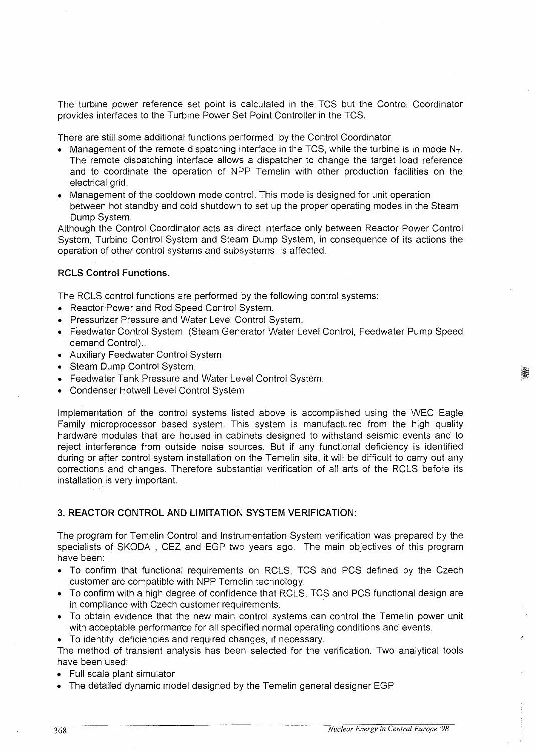The turbine power reference set point is calculated in the TCS but the Control Coordinator provides interfaces to the Turbine Power Set Point Controller in the TCS.

There are still some additional functions performed by the Control Coordinator.

- Management of the remote dispatching interface in the TCS, while the turbine is in mode $N_T$. The remote dispatching interface allows a dispatcher to change the target load reference and to coordinate the operation of NPP Temelin with other production facilities on the electrical grid.
- Management of the cooldown mode control. This mode is designed for unit operation between hot standby and cold shutdown to set up the proper operating modes in the Steam Dump System.

Although the Control Coordinator acts as direct interface only between Reactor Power Control System, Turbine Control System and Steam Dump System, in consequence of its actions the operation of other control systems and subsystems is affected.

**RCLS Control Functions.**

The RCLS control functions are performed by the following control systems:

- Reactor Power and Rod Speed Control System.
- Pressurizer Pressure and Water Level Control System.
- Feedwater Control System (Steam Generator Water Level Control, Feedwater Pump Speed demand Control)..
- Auxiliary Feedwater Control System
- Steam Dump Control System.
- Feedwater Tank Pressure and Water Level Control System.
- Condenser Hotwell Level Control System

Implementation of the control systems listed above is accomplished using the WEC Eagle Family microprocessor based system. This system is manufactured from the high quality hardware modules that are housed in cabinets designed to withstand seismic events and to reject interference from outside noise sources. But if any functional deficiency is identified during or after control system installation on the Temelin site, it will be difficult to carry out any corrections and changes. Therefore substantial verification of all arts of the RCLS before its installation is very important.

## 3. REACTOR CONTROL AND LIMITATION SYSTEM VERIFICATION:

The program for Temelin Control and Instrumentation System verification was prepared by the specialists of SKODA , CEZ and EGP two years ago. The main objectives of this program have been:

- To confirm that functional requirements on RCLS, TCS and PCS defined by the Czech customer are compatible with NPP Temelin technology.
- To confirm with a high degree of confidence that RCLS, TCS and PCS functional design are in compliance with Czech customer requirements.
- To obtain evidence that the new main control systems can control the Temelin power unit with acceptable performance for all specified normal operating conditions and events.
- To identify deficiencies and required changes, if necessary.

The method of transient analysis has been selected for the verification. Two analytical tools have been used:

- Full scale plant simulator
- The detailed dynamic model designed by the Temelin general designer EGP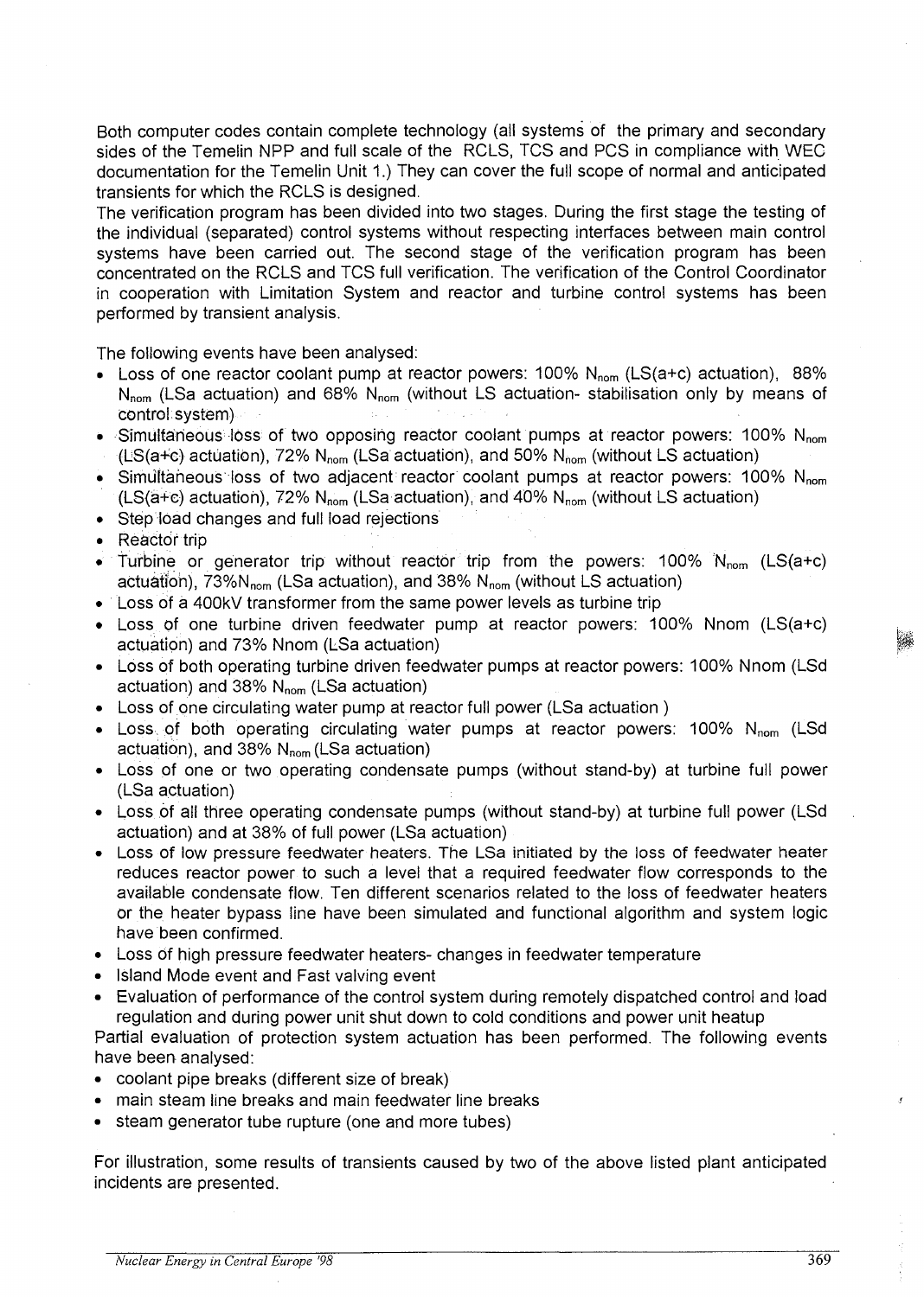Both computer codes contain complete technology (all systems of the primary and secondary sides of the Temelin NPP and full scale of the RCLS, TCS and PCS in compliance with WEC documentation for the Temelin Unit 1.) They can cover the full scope of normal and anticipated transients for which the RCLS is designed.
The verification program has been divided into two stages. During the first stage the testing of the individual (separated) control systems without respecting interfaces between main control systems have been carried out. The second stage of the verification program has been concentrated on the RCLS and TCS full verification. The verification of the Control Coordinator in cooperation with Limitation System and reactor and turbine control systems has been performed by transient analysis.

The following events have been analysed:

- Loss of one reactor coolant pump at reactor powers: 100% $N_{nom}$ (LS(a+c) actuation), 88% $N_{nom}$ (LSa actuation) and 68% $N_{nom}$ (without LS actuation- stabilisation only by means of control system)
- Simultaneous loss of two opposing reactor coolant pumps at reactor powers: 100% $N_{nom}$ (LS(a+c) actuation), 72% $N_{nom}$ (LSa actuation), and 50% $N_{nom}$ (without LS actuation)
- Simultaneous loss of two adjacent reactor coolant pumps at reactor powers: 100% $N_{nom}$ (LS(a+c) actuation), 72% $N_{nom}$ (LSa actuation), and 40% $N_{nom}$ (without LS actuation)
- Step load changes and full load rejections
- Reactor trip
- Turbine or generator trip without reactor trip from the powers: 100% $N_{nom}$ (LS(a+c) actuation), 73%$N_{nom}$ (LSa actuation), and 38% $N_{nom}$ (without LS actuation)
- Loss of a 400kV transformer from the same power levels as turbine trip
- Loss of one turbine driven feedwater pump at reactor powers: 100% Nnom (LS(a+c) actuation) and 73% Nnom (LSa actuation)
- Loss of both operating turbine driven feedwater pumps at reactor powers: 100% Nnom (LSd actuation) and 38% $N_{nom}$ (LSa actuation)
- Loss of one circulating water pump at reactor full power (LSa actuation )
- Loss of both operating circulating water pumps at reactor powers: 100% $N_{nom}$ (LSd actuation), and 38% $N_{nom}$ (LSa actuation)
- Loss of one or two operating condensate pumps (without stand-by) at turbine full power (LSa actuation)
- Loss of all three operating condensate pumps (without stand-by) at turbine full power (LSd actuation) and at 38% of full power (LSa actuation)
- Loss of low pressure feedwater heaters. The LSa initiated by the loss of feedwater heater reduces reactor power to such a level that a required feedwater flow corresponds to the available condensate flow. Ten different scenarios related to the loss of feedwater heaters or the heater bypass line have been simulated and functional algorithm and system logic have been confirmed.
- Loss of high pressure feedwater heaters- changes in feedwater temperature
- Island Mode event and Fast valving event
- Evaluation of performance of the control system during remotely dispatched control and load regulation and during power unit shut down to cold conditions and power unit heatup

Partial evaluation of protection system actuation has been performed. The following events have been analysed:

- coolant pipe breaks (different size of break)
- main steam line breaks and main feedwater line breaks
- steam generator tube rupture (one and more tubes)

For illustration, some results of transients caused by two of the above listed plant anticipated incidents are presented.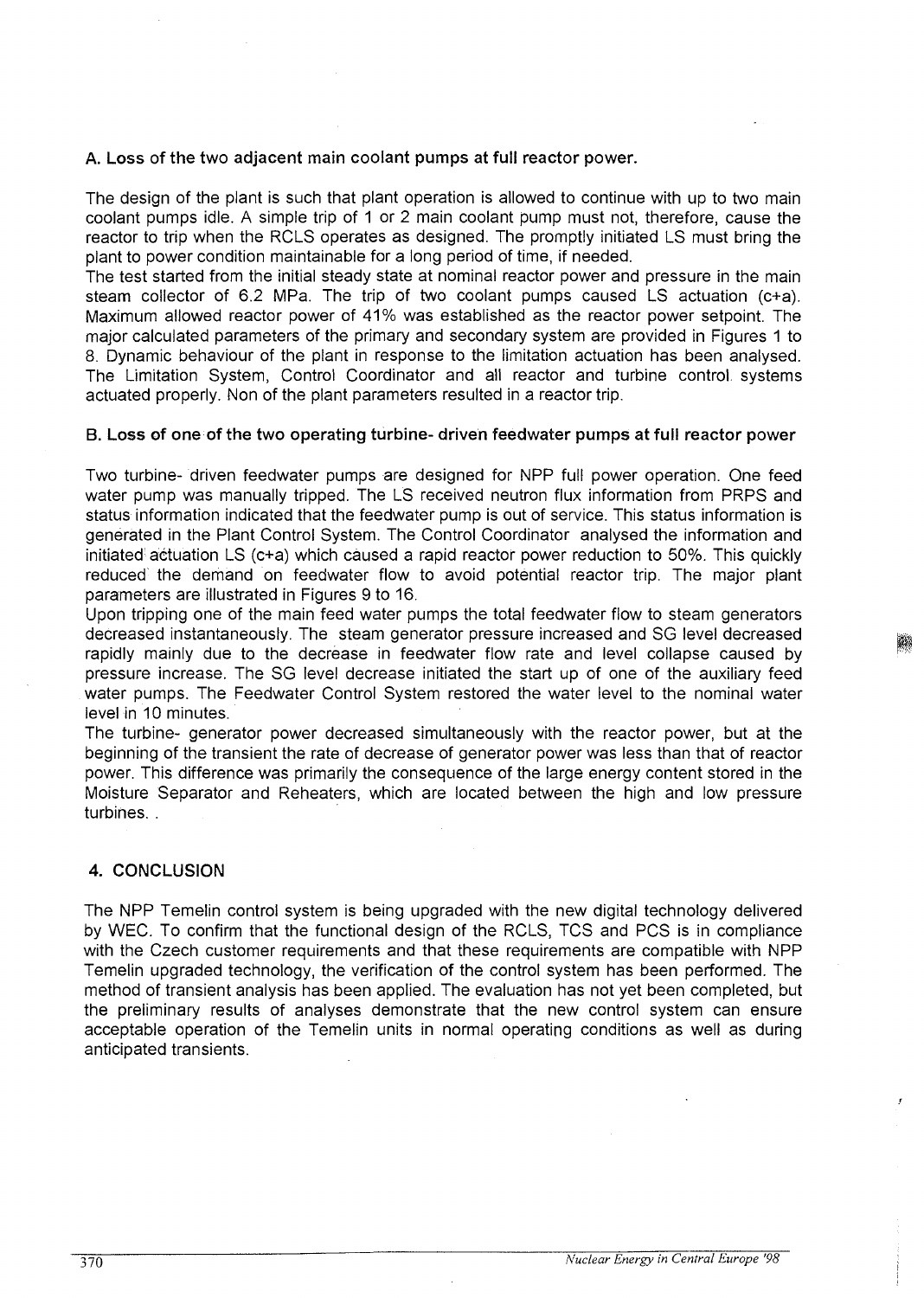### A. Loss of the two adjacent main coolant pumps at full reactor power.

The design of the plant is such that plant operation is allowed to continue with up to two main coolant pumps idle. A simple trip of 1 or 2 main coolant pump must not, therefore, cause the reactor to trip when the RCLS operates as designed. The promptly initiated LS must bring the plant to power condition maintainable for a long period of time, if needed.
The test started from the initial steady state at nominal reactor power and pressure in the main steam collector of 6.2 MPa. The trip of two coolant pumps caused LS actuation (c+a). Maximum allowed reactor power of 41% was established as the reactor power setpoint. The major calculated parameters of the primary and secondary system are provided in Figures 1 to 8. Dynamic behaviour of the plant in response to the limitation actuation has been analysed. The Limitation System, Control Coordinator and all reactor and turbine control systems actuated properly. Non of the plant parameters resulted in a reactor trip.

### B. Loss of one of the two operating turbine- driven feedwater pumps at full reactor power

Two turbine- driven feedwater pumps are designed for NPP full power operation. One feed water pump was manually tripped. The LS received neutron flux information from PRPS and status information indicated that the feedwater pump is out of service. This status information is generated in the Plant Control System. The Control Coordinator analysed the information and initiated actuation LS (c+a) which caused a rapid reactor power reduction to 50%. This quickly reduced the demand on feedwater flow to avoid potential reactor trip. The major plant parameters are illustrated in Figures 9 to 16.
Upon tripping one of the main feed water pumps the total feedwater flow to steam generators decreased instantaneously. The steam generator pressure increased and SG level decreased rapidly mainly due to the decrease in feedwater flow rate and level collapse caused by pressure increase. The SG level decrease initiated the start up of one of the auxiliary feed water pumps. The Feedwater Control System restored the water level to the nominal water level in 10 minutes.
The turbine- generator power decreased simultaneously with the reactor power, but at the beginning of the transient the rate of decrease of generator power was less than that of reactor power. This difference was primarily the consequence of the large energy content stored in the Moisture Separator and Reheaters, which are located between the high and low pressure turbines. .

## 4. CONCLUSION

The NPP Temelin control system is being upgraded with the new digital technology delivered by WEC. To confirm that the functional design of the RCLS, TCS and PCS is in compliance with the Czech customer requirements and that these requirements are compatible with NPP Temelin upgraded technology, the verification of the control system has been performed. The method of transient analysis has been applied. The evaluation has not yet been completed, but the preliminary results of analyses demonstrate that the new control system can ensure acceptable operation of the Temelin units in normal operating conditions as well as during anticipated transients.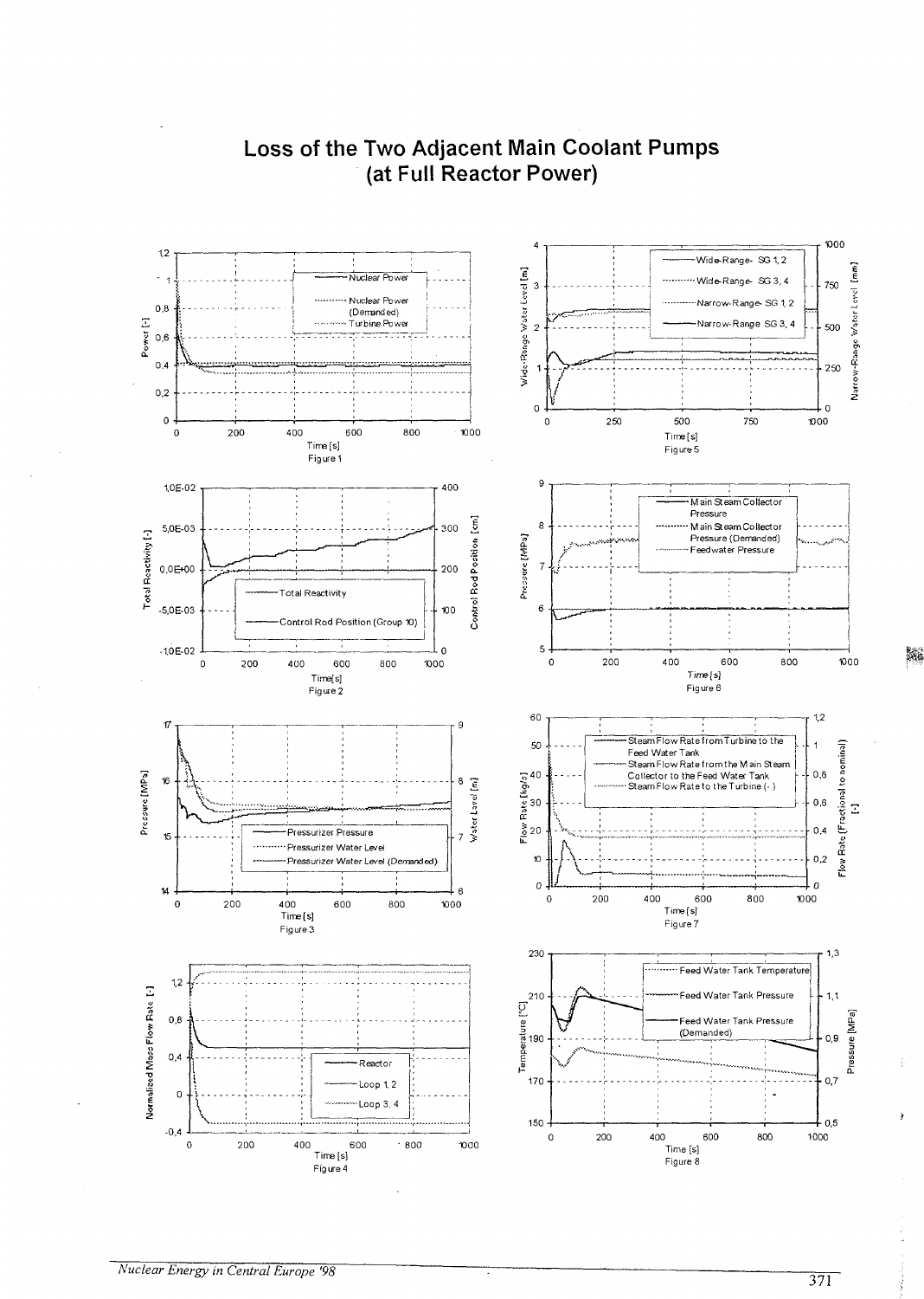# Loss of the Two Adjacent Main Coolant Pumps (at Full Reactor Power)

Figure 1

Figure 5

Figure 2

Figure 6

Figure 3

Figure 7

Figure 4

Figure 8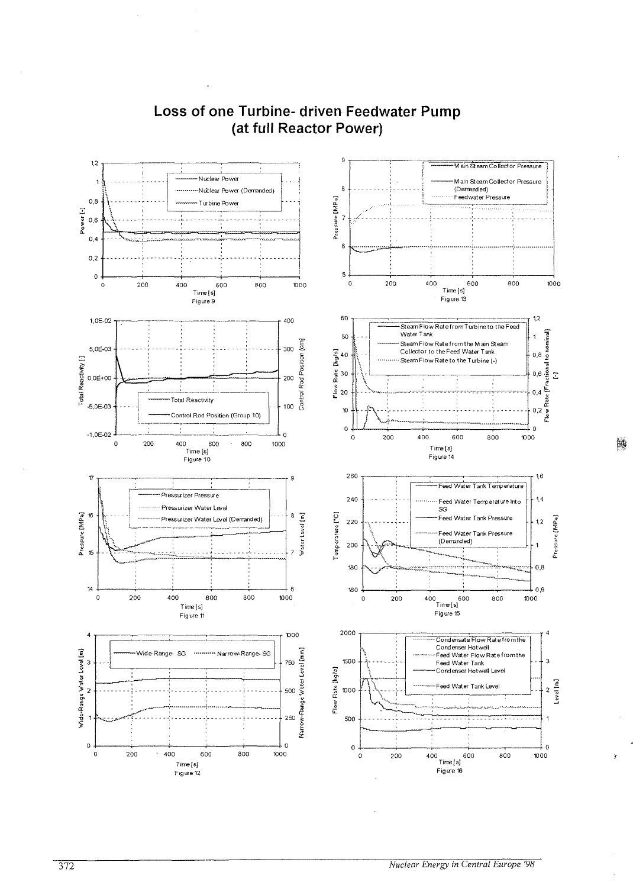## Loss of one Turbine- driven Feedwater Pump (at full Reactor Power)

1,2
1
0,8
0,6
0,4
0,2
0
Power [-]
0 200 400 600 800 1000
Time [s]
Nuclear Power
Nuclear Power (Demanded)
Turbine Power

Figure 9

9
8
7
6
5
Pressure [MPa]
0 200 400 600 800 1000
Time [s]
Main Steam Collector Pressure
Main Steam Collector Pressure (Demanded)
Feedwater Pressure

Figure 13

1,0E-02
5,0E-03
0,0E+00
-5,0E-03
-1,0E-02
Total Reactivity [-]
400
300
200
100
0
Control Rod Position [cm]
0 200 400 600 800 1000
Time [s]
Total Reactivity
Control Rod Position (Group 10)

Figure 10

60
50
40
30
20
10
0
Flow Rate [kg/s]
1,2
1
0,8
0,6
0,4
0,2
0
Flow Rate [Fractional to nominal] [-]
0 200 400 600 800 1000
Time [s]
Steam Flow Rate from Turbine to the Feed Water Tank
Steam Flow Rate from the Main Steam Collector to the Feed Water Tank
Steam Flow Rate to the Turbine (-)

Figure 14

17
16
15
14
Pressure [MPa]
9
8
7
6
Water Level [m]
0 200 400 600 800 1000
Time [s]
Pressurizer Pressure
Pressurizer Water Level
Pressurizer Water Level (Demanded)

Figure 11

260
240
220
200
180
160
Temperature [°C]
1,6
1,4
1,2
1
0,8
0,6
Pressure [MPa]
0 200 400 600 800 1000
Time [s]
Feed Water Tank Temperature
Feed Water Temperature into SG
Feed Water Tank Pressure
Feed Water Tank Pressure (Demanded)

Figure 15

4
3
2
1
0
Wide-Range Water Level [m]
1000
750
500
250
0
Narrow-Range Water Level [mm]
0 200 400 600 800 1000
Time [s]
Wide-Range- SG
Narrow-Range- SG

Figure 12

2000
1500
1000
500
0
Flow Rate [kg/s]
4
3
2
1
0
Level [m]
0 200 400 600 800 1000
Time [s]
Condensate Flow Rate from the Condenser Hotwell
Feed Water Flow Rate from the Feed Water Tank
Condenser Hotwell Level
Feed Water Tank Level

Figure 16